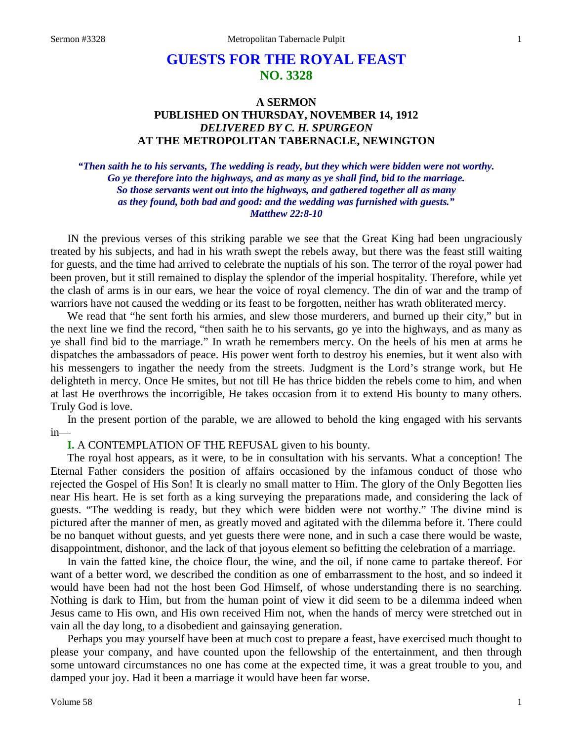# GUESTS FOR THE ROYAL FEAST
## NO. 3328

### A SERMON
### PUBLISHED ON THURSDAY, NOVEMBER 14, 1912
### *DELIVERED BY C. H. SPURGEON*
### AT THE METROPOLITAN TABERNACLE, NEWINGTON

***"Then saith he to his servants, The wedding is ready, but they which were bidden were not worthy. Go ye therefore into the highways, and as many as ye shall find, bid to the marriage. So those servants went out into the highways, and gathered together all as many as they found, both bad and good: and the wedding was furnished with guests." Matthew 22:8-10***

IN the previous verses of this striking parable we see that the Great King had been ungraciously treated by his subjects, and had in his wrath swept the rebels away, but there was the feast still waiting for guests, and the time had arrived to celebrate the nuptials of his son. The terror of the royal power had been proven, but it still remained to display the splendor of the imperial hospitality. Therefore, while yet the clash of arms is in our ears, we hear the voice of royal clemency. The din of war and the tramp of warriors have not caused the wedding or its feast to be forgotten, neither has wrath obliterated mercy.

We read that "he sent forth his armies, and slew those murderers, and burned up their city," but in the next line we find the record, "then saith he to his servants, go ye into the highways, and as many as ye shall find bid to the marriage." In wrath he remembers mercy. On the heels of his men at arms he dispatches the ambassadors of peace. His power went forth to destroy his enemies, but it went also with his messengers to ingather the needy from the streets. Judgment is the Lord's strange work, but He delighteth in mercy. Once He smites, but not till He has thrice bidden the rebels come to him, and when at last He overthrows the incorrigible, He takes occasion from it to extend His bounty to many others. Truly God is love.

In the present portion of the parable, we are allowed to behold the king engaged with his servants in—

**I.** A CONTEMPLATION OF THE REFUSAL given to his bounty.

The royal host appears, as it were, to be in consultation with his servants. What a conception! The Eternal Father considers the position of affairs occasioned by the infamous conduct of those who rejected the Gospel of His Son! It is clearly no small matter to Him. The glory of the Only Begotten lies near His heart. He is set forth as a king surveying the preparations made, and considering the lack of guests. "The wedding is ready, but they which were bidden were not worthy." The divine mind is pictured after the manner of men, as greatly moved and agitated with the dilemma before it. There could be no banquet without guests, and yet guests there were none, and in such a case there would be waste, disappointment, dishonor, and the lack of that joyous element so befitting the celebration of a marriage.

In vain the fatted kine, the choice flour, the wine, and the oil, if none came to partake thereof. For want of a better word, we described the condition as one of embarrassment to the host, and so indeed it would have been had not the host been God Himself, of whose understanding there is no searching. Nothing is dark to Him, but from the human point of view it did seem to be a dilemma indeed when Jesus came to His own, and His own received Him not, when the hands of mercy were stretched out in vain all the day long, to a disobedient and gainsaying generation.

Perhaps you may yourself have been at much cost to prepare a feast, have exercised much thought to please your company, and have counted upon the fellowship of the entertainment, and then through some untoward circumstances no one has come at the expected time, it was a great trouble to you, and damped your joy. Had it been a marriage it would have been far worse.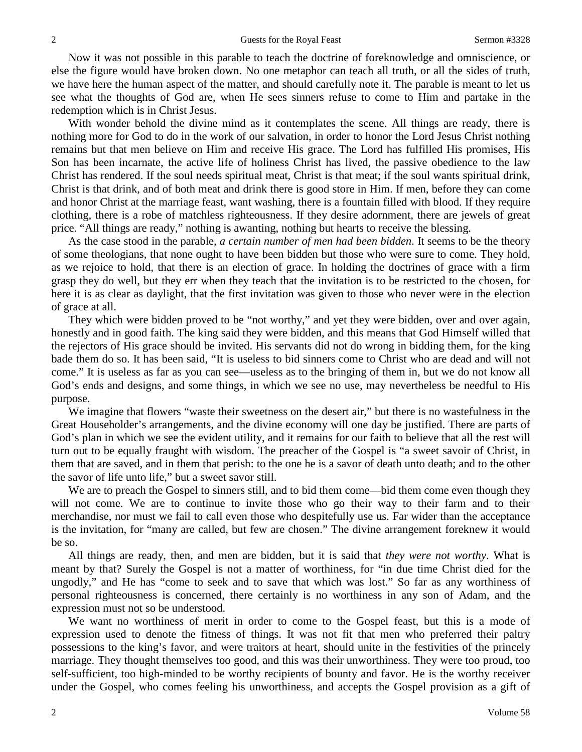Now it was not possible in this parable to teach the doctrine of foreknowledge and omniscience, or else the figure would have broken down. No one metaphor can teach all truth, or all the sides of truth, we have here the human aspect of the matter, and should carefully note it. The parable is meant to let us see what the thoughts of God are, when He sees sinners refuse to come to Him and partake in the redemption which is in Christ Jesus.

With wonder behold the divine mind as it contemplates the scene. All things are ready, there is nothing more for God to do in the work of our salvation, in order to honor the Lord Jesus Christ nothing remains but that men believe on Him and receive His grace. The Lord has fulfilled His promises, His Son has been incarnate, the active life of holiness Christ has lived, the passive obedience to the law Christ has rendered. If the soul needs spiritual meat, Christ is that meat; if the soul wants spiritual drink, Christ is that drink, and of both meat and drink there is good store in Him. If men, before they can come and honor Christ at the marriage feast, want washing, there is a fountain filled with blood. If they require clothing, there is a robe of matchless righteousness. If they desire adornment, there are jewels of great price. "All things are ready," nothing is awanting, nothing but hearts to receive the blessing.

As the case stood in the parable, *a certain number of men had been bidden*. It seems to be the theory of some theologians, that none ought to have been bidden but those who were sure to come. They hold, as we rejoice to hold, that there is an election of grace. In holding the doctrines of grace with a firm grasp they do well, but they err when they teach that the invitation is to be restricted to the chosen, for here it is as clear as daylight, that the first invitation was given to those who never were in the election of grace at all.

They which were bidden proved to be "not worthy," and yet they were bidden, over and over again, honestly and in good faith. The king said they were bidden, and this means that God Himself willed that the rejectors of His grace should be invited. His servants did not do wrong in bidding them, for the king bade them do so. It has been said, "It is useless to bid sinners come to Christ who are dead and will not come." It is useless as far as you can see—useless as to the bringing of them in, but we do not know all God's ends and designs, and some things, in which we see no use, may nevertheless be needful to His purpose.

We imagine that flowers "waste their sweetness on the desert air," but there is no wastefulness in the Great Householder's arrangements, and the divine economy will one day be justified. There are parts of God's plan in which we see the evident utility, and it remains for our faith to believe that all the rest will turn out to be equally fraught with wisdom. The preacher of the Gospel is "a sweet savoir of Christ, in them that are saved, and in them that perish: to the one he is a savor of death unto death; and to the other the savor of life unto life," but a sweet savor still.

We are to preach the Gospel to sinners still, and to bid them come—bid them come even though they will not come. We are to continue to invite those who go their way to their farm and to their merchandise, nor must we fail to call even those who despitefully use us. Far wider than the acceptance is the invitation, for "many are called, but few are chosen." The divine arrangement foreknew it would be so.

All things are ready, then, and men are bidden, but it is said that *they were not worthy*. What is meant by that? Surely the Gospel is not a matter of worthiness, for "in due time Christ died for the ungodly," and He has "come to seek and to save that which was lost." So far as any worthiness of personal righteousness is concerned, there certainly is no worthiness in any son of Adam, and the expression must not so be understood.

We want no worthiness of merit in order to come to the Gospel feast, but this is a mode of expression used to denote the fitness of things. It was not fit that men who preferred their paltry possessions to the king's favor, and were traitors at heart, should unite in the festivities of the princely marriage. They thought themselves too good, and this was their unworthiness. They were too proud, too self-sufficient, too high-minded to be worthy recipients of bounty and favor. He is the worthy receiver under the Gospel, who comes feeling his unworthiness, and accepts the Gospel provision as a gift of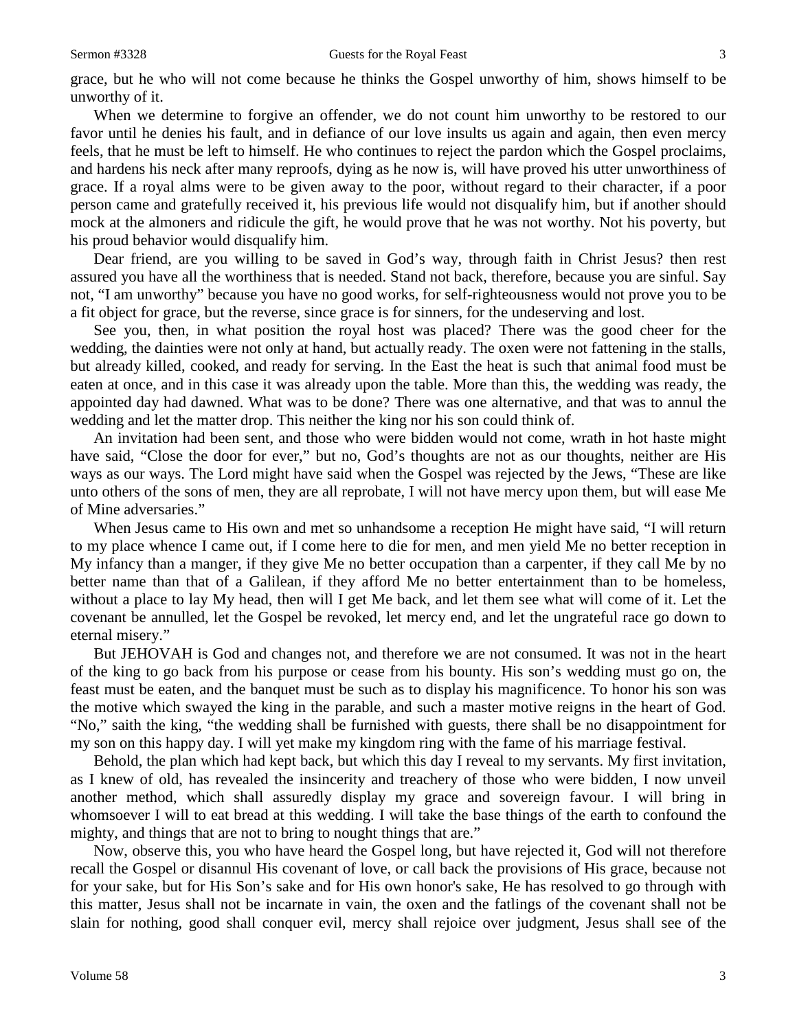grace, but he who will not come because he thinks the Gospel unworthy of him, shows himself to be unworthy of it.

When we determine to forgive an offender, we do not count him unworthy to be restored to our favor until he denies his fault, and in defiance of our love insults us again and again, then even mercy feels, that he must be left to himself. He who continues to reject the pardon which the Gospel proclaims, and hardens his neck after many reproofs, dying as he now is, will have proved his utter unworthiness of grace. If a royal alms were to be given away to the poor, without regard to their character, if a poor person came and gratefully received it, his previous life would not disqualify him, but if another should mock at the almoners and ridicule the gift, he would prove that he was not worthy. Not his poverty, but his proud behavior would disqualify him.

Dear friend, are you willing to be saved in God's way, through faith in Christ Jesus? then rest assured you have all the worthiness that is needed. Stand not back, therefore, because you are sinful. Say not, "I am unworthy" because you have no good works, for self-righteousness would not prove you to be a fit object for grace, but the reverse, since grace is for sinners, for the undeserving and lost.

See you, then, in what position the royal host was placed? There was the good cheer for the wedding, the dainties were not only at hand, but actually ready. The oxen were not fattening in the stalls, but already killed, cooked, and ready for serving. In the East the heat is such that animal food must be eaten at once, and in this case it was already upon the table. More than this, the wedding was ready, the appointed day had dawned. What was to be done? There was one alternative, and that was to annul the wedding and let the matter drop. This neither the king nor his son could think of.

An invitation had been sent, and those who were bidden would not come, wrath in hot haste might have said, "Close the door for ever," but no, God's thoughts are not as our thoughts, neither are His ways as our ways. The Lord might have said when the Gospel was rejected by the Jews, "These are like unto others of the sons of men, they are all reprobate, I will not have mercy upon them, but will ease Me of Mine adversaries."

When Jesus came to His own and met so unhandsome a reception He might have said, "I will return to my place whence I came out, if I come here to die for men, and men yield Me no better reception in My infancy than a manger, if they give Me no better occupation than a carpenter, if they call Me by no better name than that of a Galilean, if they afford Me no better entertainment than to be homeless, without a place to lay My head, then will I get Me back, and let them see what will come of it. Let the covenant be annulled, let the Gospel be revoked, let mercy end, and let the ungrateful race go down to eternal misery."

But JEHOVAH is God and changes not, and therefore we are not consumed. It was not in the heart of the king to go back from his purpose or cease from his bounty. His son's wedding must go on, the feast must be eaten, and the banquet must be such as to display his magnificence. To honor his son was the motive which swayed the king in the parable, and such a master motive reigns in the heart of God. "No," saith the king, "the wedding shall be furnished with guests, there shall be no disappointment for my son on this happy day. I will yet make my kingdom ring with the fame of his marriage festival.

Behold, the plan which had kept back, but which this day I reveal to my servants. My first invitation, as I knew of old, has revealed the insincerity and treachery of those who were bidden, I now unveil another method, which shall assuredly display my grace and sovereign favour. I will bring in whomsoever I will to eat bread at this wedding. I will take the base things of the earth to confound the mighty, and things that are not to bring to nought things that are."

Now, observe this, you who have heard the Gospel long, but have rejected it, God will not therefore recall the Gospel or disannul His covenant of love, or call back the provisions of His grace, because not for your sake, but for His Son's sake and for His own honor's sake, He has resolved to go through with this matter, Jesus shall not be incarnate in vain, the oxen and the fatlings of the covenant shall not be slain for nothing, good shall conquer evil, mercy shall rejoice over judgment, Jesus shall see of the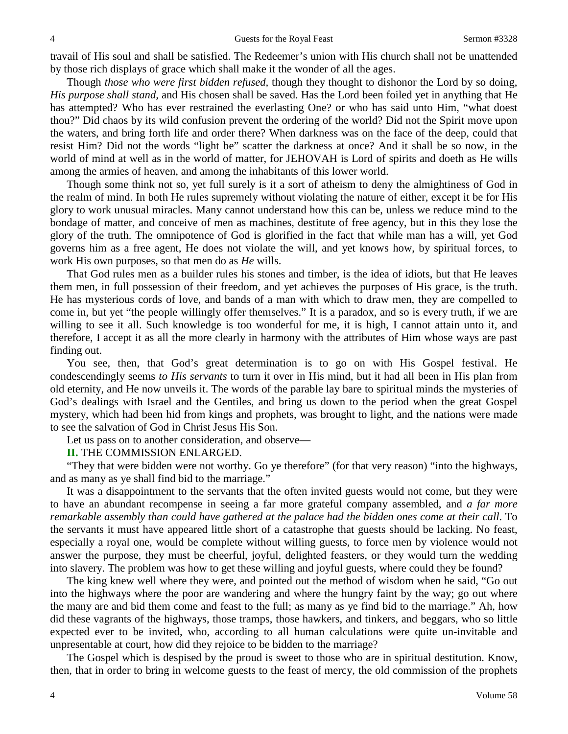travail of His soul and shall be satisfied. The Redeemer's union with His church shall not be unattended by those rich displays of grace which shall make it the wonder of all the ages.

Though *those who were first bidden refused,* though they thought to dishonor the Lord by so doing, *His purpose shall stand*, and His chosen shall be saved. Has the Lord been foiled yet in anything that He has attempted? Who has ever restrained the everlasting One? or who has said unto Him, "what doest thou?" Did chaos by its wild confusion prevent the ordering of the world? Did not the Spirit move upon the waters, and bring forth life and order there? When darkness was on the face of the deep, could that resist Him? Did not the words "light be" scatter the darkness at once? And it shall be so now, in the world of mind at well as in the world of matter, for JEHOVAH is Lord of spirits and doeth as He wills among the armies of heaven, and among the inhabitants of this lower world.

Though some think not so, yet full surely is it a sort of atheism to deny the almightiness of God in the realm of mind. In both He rules supremely without violating the nature of either, except it be for His glory to work unusual miracles. Many cannot understand how this can be, unless we reduce mind to the bondage of matter, and conceive of men as machines, destitute of free agency, but in this they lose the glory of the truth. The omnipotence of God is glorified in the fact that while man has a will, yet God governs him as a free agent, He does not violate the will, and yet knows how, by spiritual forces, to work His own purposes, so that men do as *He* wills.

That God rules men as a builder rules his stones and timber, is the idea of idiots, but that He leaves them men, in full possession of their freedom, and yet achieves the purposes of His grace, is the truth. He has mysterious cords of love, and bands of a man with which to draw men, they are compelled to come in, but yet "the people willingly offer themselves." It is a paradox, and so is every truth, if we are willing to see it all. Such knowledge is too wonderful for me, it is high, I cannot attain unto it, and therefore, I accept it as all the more clearly in harmony with the attributes of Him whose ways are past finding out.

You see, then, that God's great determination is to go on with His Gospel festival. He condescendingly seems *to His servants* to turn it over in His mind, but it had all been in His plan from old eternity, and He now unveils it. The words of the parable lay bare to spiritual minds the mysteries of God's dealings with Israel and the Gentiles, and bring us down to the period when the great Gospel mystery, which had been hid from kings and prophets, was brought to light, and the nations were made to see the salvation of God in Christ Jesus His Son.

Let us pass on to another consideration, and observe—

**II.** THE COMMISSION ENLARGED.

"They that were bidden were not worthy. Go ye therefore" (for that very reason) "into the highways, and as many as ye shall find bid to the marriage."

It was a disappointment to the servants that the often invited guests would not come, but they were to have an abundant recompense in seeing a far more grateful company assembled, and *a far more remarkable assembly than could have gathered at the palace had the bidden ones come at their call*. To the servants it must have appeared little short of a catastrophe that guests should be lacking. No feast, especially a royal one, would be complete without willing guests, to force men by violence would not answer the purpose, they must be cheerful, joyful, delighted feasters, or they would turn the wedding into slavery. The problem was how to get these willing and joyful guests, where could they be found?

The king knew well where they were, and pointed out the method of wisdom when he said, "Go out into the highways where the poor are wandering and where the hungry faint by the way; go out where the many are and bid them come and feast to the full; as many as ye find bid to the marriage." Ah, how did these vagrants of the highways, those tramps, those hawkers, and tinkers, and beggars, who so little expected ever to be invited, who, according to all human calculations were quite un-invitable and unpresentable at court, how did they rejoice to be bidden to the marriage?

The Gospel which is despised by the proud is sweet to those who are in spiritual destitution. Know, then, that in order to bring in welcome guests to the feast of mercy, the old commission of the prophets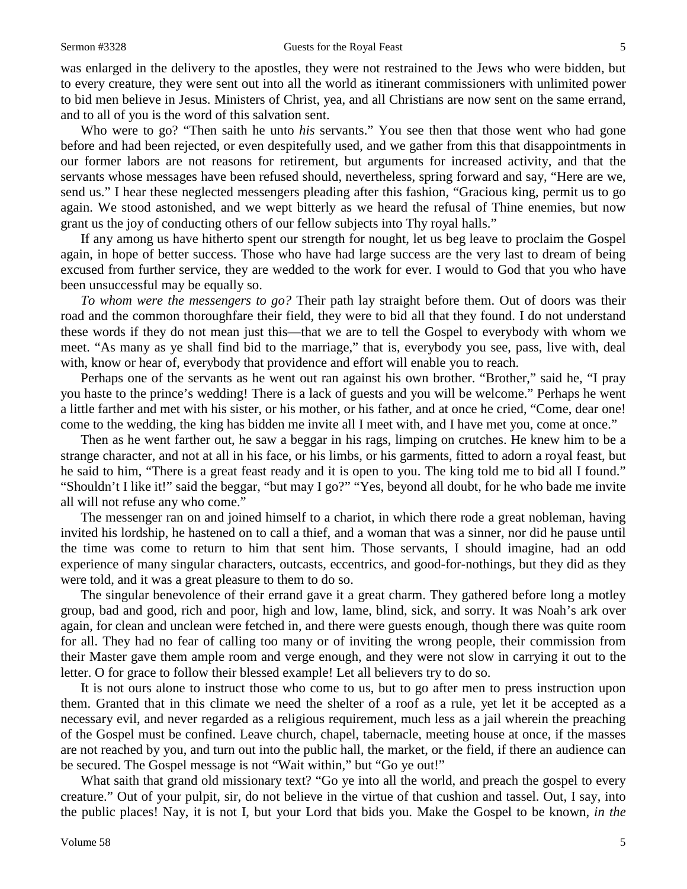was enlarged in the delivery to the apostles, they were not restrained to the Jews who were bidden, but to every creature, they were sent out into all the world as itinerant commissioners with unlimited power to bid men believe in Jesus. Ministers of Christ, yea, and all Christians are now sent on the same errand, and to all of you is the word of this salvation sent.

Who were to go? "Then saith he unto *his* servants." You see then that those went who had gone before and had been rejected, or even despitefully used, and we gather from this that disappointments in our former labors are not reasons for retirement, but arguments for increased activity, and that the servants whose messages have been refused should, nevertheless, spring forward and say, "Here are we, send us." I hear these neglected messengers pleading after this fashion, "Gracious king, permit us to go again. We stood astonished, and we wept bitterly as we heard the refusal of Thine enemies, but now grant us the joy of conducting others of our fellow subjects into Thy royal halls."

If any among us have hitherto spent our strength for nought, let us beg leave to proclaim the Gospel again, in hope of better success. Those who have had large success are the very last to dream of being excused from further service, they are wedded to the work for ever. I would to God that you who have been unsuccessful may be equally so.

*To whom were the messengers to go?* Their path lay straight before them. Out of doors was their road and the common thoroughfare their field, they were to bid all that they found. I do not understand these words if they do not mean just this—that we are to tell the Gospel to everybody with whom we meet. "As many as ye shall find bid to the marriage," that is, everybody you see, pass, live with, deal with, know or hear of, everybody that providence and effort will enable you to reach.

Perhaps one of the servants as he went out ran against his own brother. "Brother," said he, "I pray you haste to the prince's wedding! There is a lack of guests and you will be welcome." Perhaps he went a little farther and met with his sister, or his mother, or his father, and at once he cried, "Come, dear one! come to the wedding, the king has bidden me invite all I meet with, and I have met you, come at once."

Then as he went farther out, he saw a beggar in his rags, limping on crutches. He knew him to be a strange character, and not at all in his face, or his limbs, or his garments, fitted to adorn a royal feast, but he said to him, "There is a great feast ready and it is open to you. The king told me to bid all I found." "Shouldn't I like it!" said the beggar, "but may I go?" "Yes, beyond all doubt, for he who bade me invite all will not refuse any who come."

The messenger ran on and joined himself to a chariot, in which there rode a great nobleman, having invited his lordship, he hastened on to call a thief, and a woman that was a sinner, nor did he pause until the time was come to return to him that sent him. Those servants, I should imagine, had an odd experience of many singular characters, outcasts, eccentrics, and good-for-nothings, but they did as they were told, and it was a great pleasure to them to do so.

The singular benevolence of their errand gave it a great charm. They gathered before long a motley group, bad and good, rich and poor, high and low, lame, blind, sick, and sorry. It was Noah's ark over again, for clean and unclean were fetched in, and there were guests enough, though there was quite room for all. They had no fear of calling too many or of inviting the wrong people, their commission from their Master gave them ample room and verge enough, and they were not slow in carrying it out to the letter. O for grace to follow their blessed example! Let all believers try to do so.

It is not ours alone to instruct those who come to us, but to go after men to press instruction upon them. Granted that in this climate we need the shelter of a roof as a rule, yet let it be accepted as a necessary evil, and never regarded as a religious requirement, much less as a jail wherein the preaching of the Gospel must be confined. Leave church, chapel, tabernacle, meeting house at once, if the masses are not reached by you, and turn out into the public hall, the market, or the field, if there an audience can be secured. The Gospel message is not "Wait within," but "Go ye out!"

What saith that grand old missionary text? "Go ye into all the world, and preach the gospel to every creature." Out of your pulpit, sir, do not believe in the virtue of that cushion and tassel. Out, I say, into the public places! Nay, it is not I, but your Lord that bids you. Make the Gospel to be known, *in the*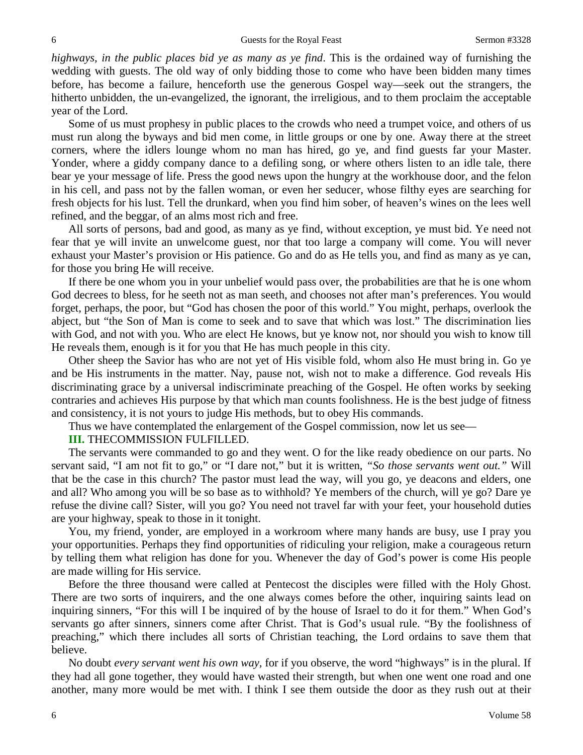*highways, in the public places bid ye as many as ye find*. This is the ordained way of furnishing the wedding with guests. The old way of only bidding those to come who have been bidden many times before, has become a failure, henceforth use the generous Gospel way—seek out the strangers, the hitherto unbidden, the un-evangelized, the ignorant, the irreligious, and to them proclaim the acceptable year of the Lord.

Some of us must prophesy in public places to the crowds who need a trumpet voice, and others of us must run along the byways and bid men come, in little groups or one by one. Away there at the street corners, where the idlers lounge whom no man has hired, go ye, and find guests far your Master. Yonder, where a giddy company dance to a defiling song, or where others listen to an idle tale, there bear ye your message of life. Press the good news upon the hungry at the workhouse door, and the felon in his cell, and pass not by the fallen woman, or even her seducer, whose filthy eyes are searching for fresh objects for his lust. Tell the drunkard, when you find him sober, of heaven's wines on the lees well refined, and the beggar, of an alms most rich and free.

All sorts of persons, bad and good, as many as ye find, without exception, ye must bid. Ye need not fear that ye will invite an unwelcome guest, nor that too large a company will come. You will never exhaust your Master's provision or His patience. Go and do as He tells you, and find as many as ye can, for those you bring He will receive.

If there be one whom you in your unbelief would pass over, the probabilities are that he is one whom God decrees to bless, for he seeth not as man seeth, and chooses not after man's preferences. You would forget, perhaps, the poor, but "God has chosen the poor of this world." You might, perhaps, overlook the abject, but "the Son of Man is come to seek and to save that which was lost." The discrimination lies with God, and not with you. Who are elect He knows, but ye know not, nor should you wish to know till He reveals them, enough is it for you that He has much people in this city.

Other sheep the Savior has who are not yet of His visible fold, whom also He must bring in. Go ye and be His instruments in the matter. Nay, pause not, wish not to make a difference. God reveals His discriminating grace by a universal indiscriminate preaching of the Gospel. He often works by seeking contraries and achieves His purpose by that which man counts foolishness. He is the best judge of fitness and consistency, it is not yours to judge His methods, but to obey His commands.

Thus we have contemplated the enlargement of the Gospel commission, now let us see—

**III.** THECOMMISSION FULFILLED.

The servants were commanded to go and they went. O for the like ready obedience on our parts. No servant said, "I am not fit to go," or "I dare not," but it is written, *"So those servants went out."* Will that be the case in this church? The pastor must lead the way, will you go, ye deacons and elders, one and all? Who among you will be so base as to withhold? Ye members of the church, will ye go? Dare ye refuse the divine call? Sister, will you go? You need not travel far with your feet, your household duties are your highway, speak to those in it tonight.

You, my friend, yonder, are employed in a workroom where many hands are busy, use I pray you your opportunities. Perhaps they find opportunities of ridiculing your religion, make a courageous return by telling them what religion has done for you. Whenever the day of God's power is come His people are made willing for His service.

Before the three thousand were called at Pentecost the disciples were filled with the Holy Ghost. There are two sorts of inquirers, and the one always comes before the other, inquiring saints lead on inquiring sinners, "For this will I be inquired of by the house of Israel to do it for them." When God's servants go after sinners, sinners come after Christ. That is God's usual rule. "By the foolishness of preaching," which there includes all sorts of Christian teaching, the Lord ordains to save them that believe.

No doubt *every servant went his own way*, for if you observe, the word "highways" is in the plural. If they had all gone together, they would have wasted their strength, but when one went one road and one another, many more would be met with. I think I see them outside the door as they rush out at their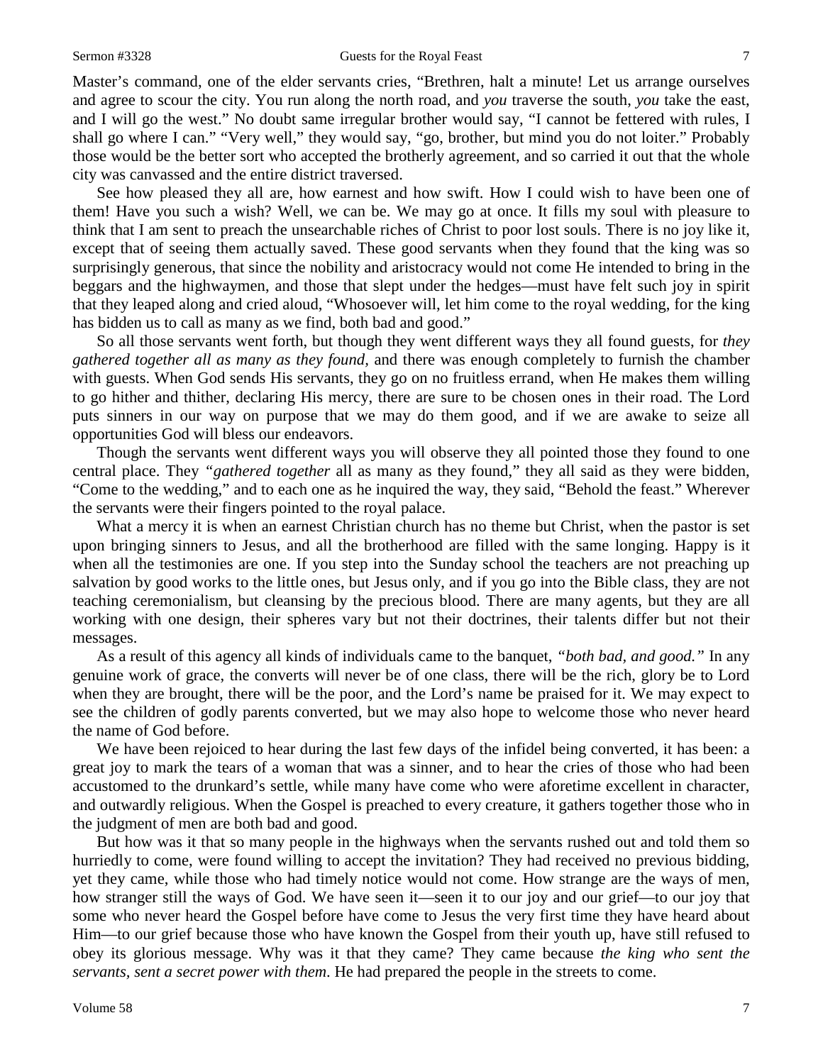Master's command, one of the elder servants cries, "Brethren, halt a minute! Let us arrange ourselves and agree to scour the city. You run along the north road, and *you* traverse the south, *you* take the east, and I will go the west." No doubt same irregular brother would say, "I cannot be fettered with rules, I shall go where I can." "Very well," they would say, "go, brother, but mind you do not loiter." Probably those would be the better sort who accepted the brotherly agreement, and so carried it out that the whole city was canvassed and the entire district traversed.

See how pleased they all are, how earnest and how swift. How I could wish to have been one of them! Have you such a wish? Well, we can be. We may go at once. It fills my soul with pleasure to think that I am sent to preach the unsearchable riches of Christ to poor lost souls. There is no joy like it, except that of seeing them actually saved. These good servants when they found that the king was so surprisingly generous, that since the nobility and aristocracy would not come He intended to bring in the beggars and the highwaymen, and those that slept under the hedges—must have felt such joy in spirit that they leaped along and cried aloud, "Whosoever will, let him come to the royal wedding, for the king has bidden us to call as many as we find, both bad and good."

So all those servants went forth, but though they went different ways they all found guests, for *they gathered together all as many as they found*, and there was enough completely to furnish the chamber with guests. When God sends His servants, they go on no fruitless errand, when He makes them willing to go hither and thither, declaring His mercy, there are sure to be chosen ones in their road. The Lord puts sinners in our way on purpose that we may do them good, and if we are awake to seize all opportunities God will bless our endeavors.

Though the servants went different ways you will observe they all pointed those they found to one central place. They *"gathered together* all as many as they found," they all said as they were bidden, "Come to the wedding," and to each one as he inquired the way, they said, "Behold the feast." Wherever the servants were their fingers pointed to the royal palace.

What a mercy it is when an earnest Christian church has no theme but Christ, when the pastor is set upon bringing sinners to Jesus, and all the brotherhood are filled with the same longing. Happy is it when all the testimonies are one. If you step into the Sunday school the teachers are not preaching up salvation by good works to the little ones, but Jesus only, and if you go into the Bible class, they are not teaching ceremonialism, but cleansing by the precious blood. There are many agents, but they are all working with one design, their spheres vary but not their doctrines, their talents differ but not their messages.

As a result of this agency all kinds of individuals came to the banquet, *"both bad, and good."* In any genuine work of grace, the converts will never be of one class, there will be the rich, glory be to Lord when they are brought, there will be the poor, and the Lord's name be praised for it. We may expect to see the children of godly parents converted, but we may also hope to welcome those who never heard the name of God before.

We have been rejoiced to hear during the last few days of the infidel being converted, it has been: a great joy to mark the tears of a woman that was a sinner, and to hear the cries of those who had been accustomed to the drunkard's settle, while many have come who were aforetime excellent in character, and outwardly religious. When the Gospel is preached to every creature, it gathers together those who in the judgment of men are both bad and good.

But how was it that so many people in the highways when the servants rushed out and told them so hurriedly to come, were found willing to accept the invitation? They had received no previous bidding, yet they came, while those who had timely notice would not come. How strange are the ways of men, how stranger still the ways of God. We have seen it—seen it to our joy and our grief—to our joy that some who never heard the Gospel before have come to Jesus the very first time they have heard about Him—to our grief because those who have known the Gospel from their youth up, have still refused to obey its glorious message. Why was it that they came? They came because *the king who sent the servants, sent a secret power with them*. He had prepared the people in the streets to come.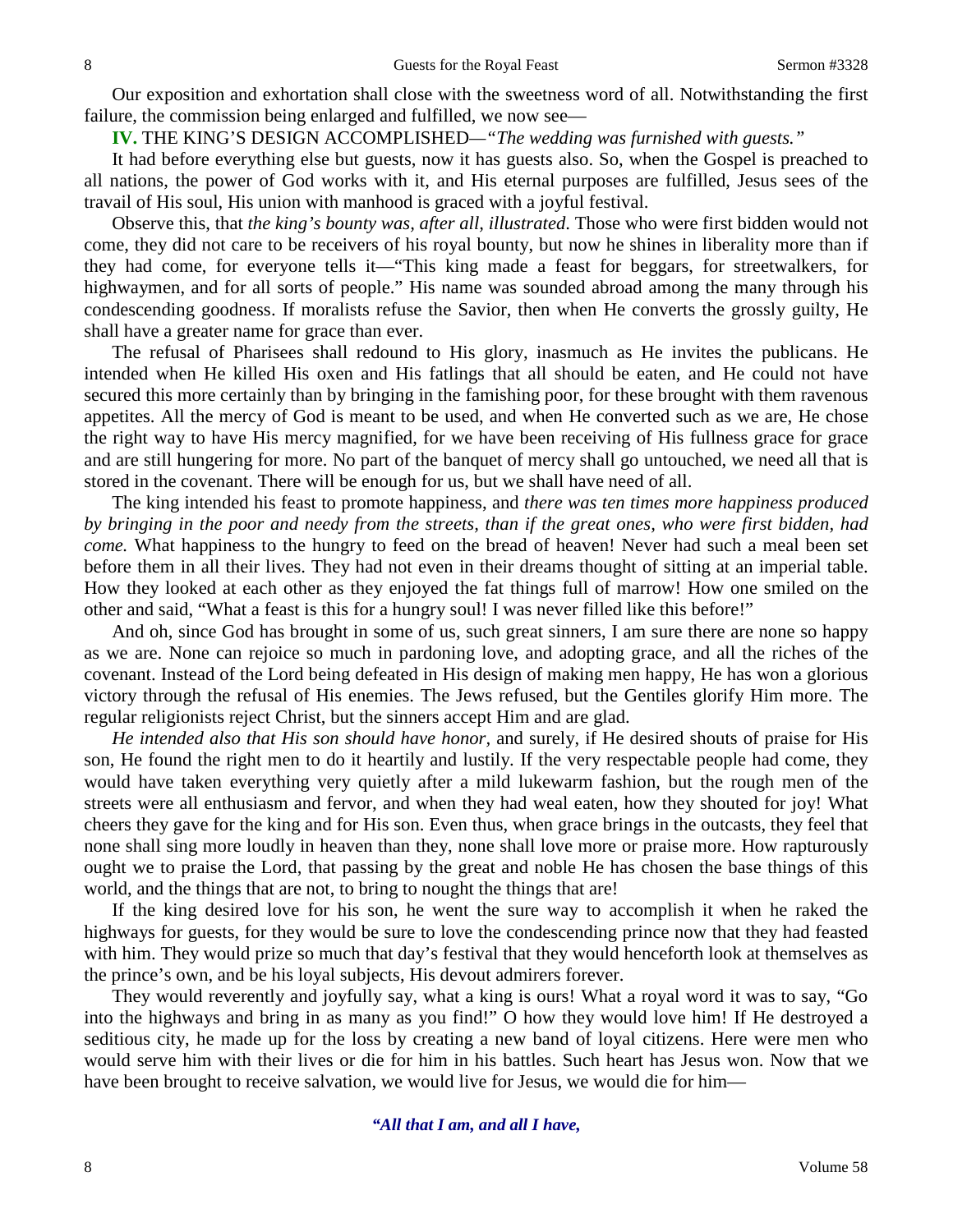Our exposition and exhortation shall close with the sweetness word of all. Notwithstanding the first failure, the commission being enlarged and fulfilled, we now see—

**IV.** THE KING'S DESIGN ACCOMPLISHED—*"The wedding was furnished with guests."*

It had before everything else but guests, now it has guests also. So, when the Gospel is preached to all nations, the power of God works with it, and His eternal purposes are fulfilled, Jesus sees of the travail of His soul, His union with manhood is graced with a joyful festival.

Observe this, that *the king's bounty was, after all, illustrated.* Those who were first bidden would not come, they did not care to be receivers of his royal bounty, but now he shines in liberality more than if they had come, for everyone tells it—"This king made a feast for beggars, for streetwalkers, for highwaymen, and for all sorts of people." His name was sounded abroad among the many through his condescending goodness. If moralists refuse the Savior, then when He converts the grossly guilty, He shall have a greater name for grace than ever.

The refusal of Pharisees shall redound to His glory, inasmuch as He invites the publicans. He intended when He killed His oxen and His fatlings that all should be eaten, and He could not have secured this more certainly than by bringing in the famishing poor, for these brought with them ravenous appetites. All the mercy of God is meant to be used, and when He converted such as we are, He chose the right way to have His mercy magnified, for we have been receiving of His fullness grace for grace and are still hungering for more. No part of the banquet of mercy shall go untouched, we need all that is stored in the covenant. There will be enough for us, but we shall have need of all.

The king intended his feast to promote happiness, and *there was ten times more happiness produced by bringing in the poor and needy from the streets, than if the great ones, who were first bidden, had come.* What happiness to the hungry to feed on the bread of heaven! Never had such a meal been set before them in all their lives. They had not even in their dreams thought of sitting at an imperial table. How they looked at each other as they enjoyed the fat things full of marrow! How one smiled on the other and said, "What a feast is this for a hungry soul! I was never filled like this before!"

And oh, since God has brought in some of us, such great sinners, I am sure there are none so happy as we are. None can rejoice so much in pardoning love, and adopting grace, and all the riches of the covenant. Instead of the Lord being defeated in His design of making men happy, He has won a glorious victory through the refusal of His enemies. The Jews refused, but the Gentiles glorify Him more. The regular religionists reject Christ, but the sinners accept Him and are glad.

*He intended also that His son should have honor,* and surely, if He desired shouts of praise for His son, He found the right men to do it heartily and lustily. If the very respectable people had come, they would have taken everything very quietly after a mild lukewarm fashion, but the rough men of the streets were all enthusiasm and fervor, and when they had weal eaten, how they shouted for joy! What cheers they gave for the king and for His son. Even thus, when grace brings in the outcasts, they feel that none shall sing more loudly in heaven than they, none shall love more or praise more. How rapturously ought we to praise the Lord, that passing by the great and noble He has chosen the base things of this world, and the things that are not, to bring to nought the things that are!

If the king desired love for his son, he went the sure way to accomplish it when he raked the highways for guests, for they would be sure to love the condescending prince now that they had feasted with him. They would prize so much that day's festival that they would henceforth look at themselves as the prince's own, and be his loyal subjects, His devout admirers forever.

They would reverently and joyfully say, what a king is ours! What a royal word it was to say, "Go into the highways and bring in as many as you find!" O how they would love him! If He destroyed a seditious city, he made up for the loss by creating a new band of loyal citizens. Here were men who would serve him with their lives or die for him in his battles. Such heart has Jesus won. Now that we have been brought to receive salvation, we would live for Jesus, we would die for him—

***"All that I am, and all I have,***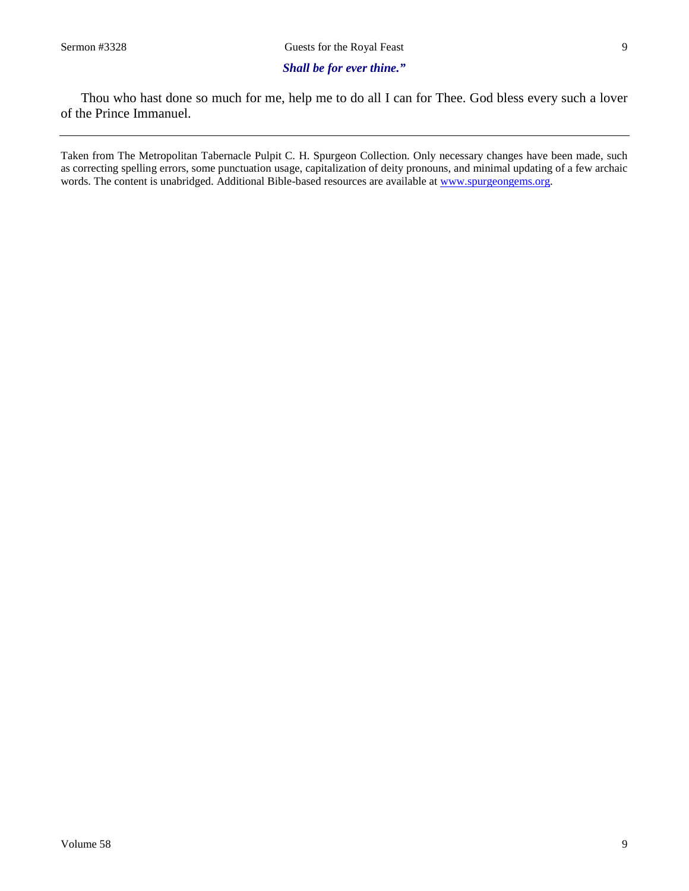***Shall be for ever thine."***

Thou who hast done so much for me, help me to do all I can for Thee. God bless every such a lover of the Prince Immanuel.

---

Taken from The Metropolitan Tabernacle Pulpit C. H. Spurgeon Collection. Only necessary changes have been made, such as correcting spelling errors, some punctuation usage, capitalization of deity pronouns, and minimal updating of a few archaic words. The content is unabridged. Additional Bible-based resources are available at [www.spurgeongems.org](http://www.spurgeongems.org).